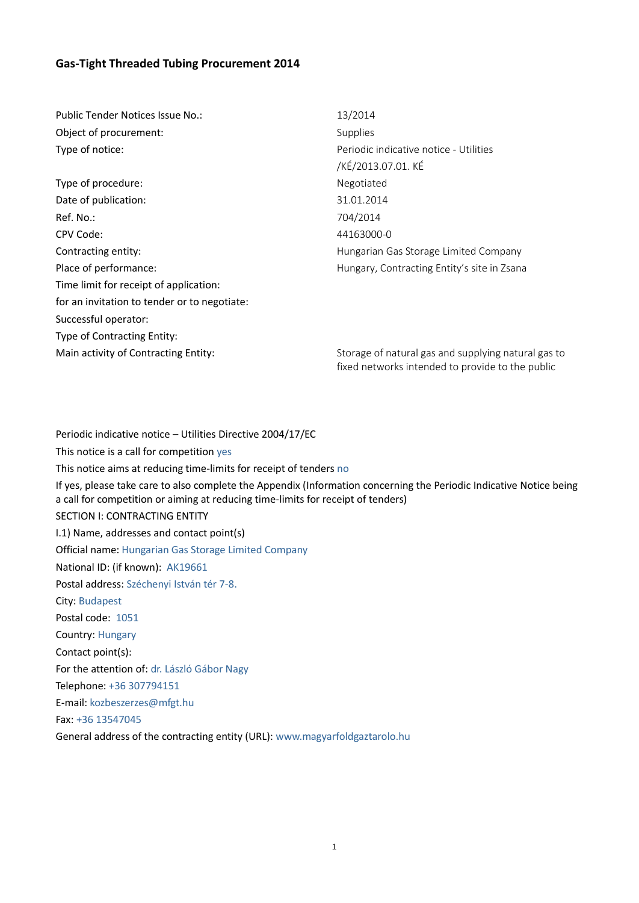# Gas-Tight Threaded Tubing Procurement 2014

| | |
|---|---|
| Public Tender Notices Issue No.: | 13/2014 |
| Object of procurement: | Supplies |
| Type of notice: | Periodic indicative notice - Utilities /KÉ/2013.07.01. KÉ |
| Type of procedure: | Negotiated |
| Date of publication: | 31.01.2014 |
| Ref. No.: | 704/2014 |
| CPV Code: | 44163000-0 |
| Contracting entity: | Hungarian Gas Storage Limited Company |
| Place of performance: | Hungary, Contracting Entity's site in Zsana |
| Time limit for receipt of application: | |
| for an invitation to tender or to negotiate: | |
| Successful operator: | |
| Type of Contracting Entity: | |
| Main activity of Contracting Entity: | Storage of natural gas and supplying natural gas to fixed networks intended to provide to the public |

Periodic indicative notice – Utilities Directive 2004/17/EC

This notice is a call for competition yes

This notice aims at reducing time-limits for receipt of tenders no

If yes, please take care to also complete the Appendix (Information concerning the Periodic Indicative Notice being a call for competition or aiming at reducing time-limits for receipt of tenders)

SECTION I: CONTRACTING ENTITY

I.1) Name, addresses and contact point(s)

Official name: Hungarian Gas Storage Limited Company

National ID: (if known): AK19661

Postal address: Széchenyi István tér 7-8.

City: Budapest

Postal code: 1051

Country: Hungary

Contact point(s):

For the attention of: dr. László Gábor Nagy

Telephone: +36 307794151

E-mail: kozbeszerzes@mfgt.hu

Fax: +36 13547045

General address of the contracting entity (URL): www.magyarfoldgaztarolo.hu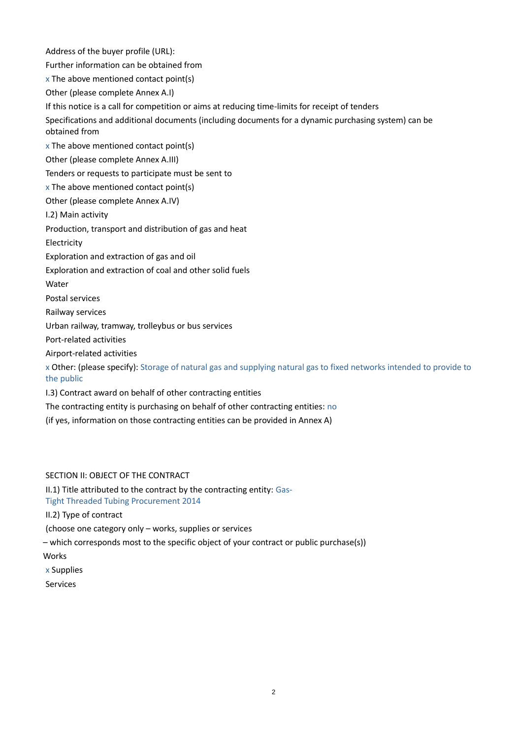Address of the buyer profile (URL):

Further information can be obtained from

x The above mentioned contact point(s)

Other (please complete Annex A.I)

If this notice is a call for competition or aims at reducing time-limits for receipt of tenders

Specifications and additional documents (including documents for a dynamic purchasing system) can be obtained from

x The above mentioned contact point(s)

Other (please complete Annex A.III)

Tenders or requests to participate must be sent to

x The above mentioned contact point(s)

Other (please complete Annex A.IV)

I.2) Main activity

Production, transport and distribution of gas and heat

Electricity

Exploration and extraction of gas and oil

Exploration and extraction of coal and other solid fuels

Water

Postal services

Railway services

Urban railway, tramway, trolleybus or bus services

Port-related activities

Airport-related activities

x Other: (please specify): Storage of natural gas and supplying natural gas to fixed networks intended to provide to the public

I.3) Contract award on behalf of other contracting entities

The contracting entity is purchasing on behalf of other contracting entities: no

(if yes, information on those contracting entities can be provided in Annex A)

SECTION II: OBJECT OF THE CONTRACT

II.1) Title attributed to the contract by the contracting entity: Gas-Tight Threaded Tubing Procurement 2014

II.2) Type of contract

(choose one category only – works, supplies or services

– which corresponds most to the specific object of your contract or public purchase(s))

Works

x Supplies

Services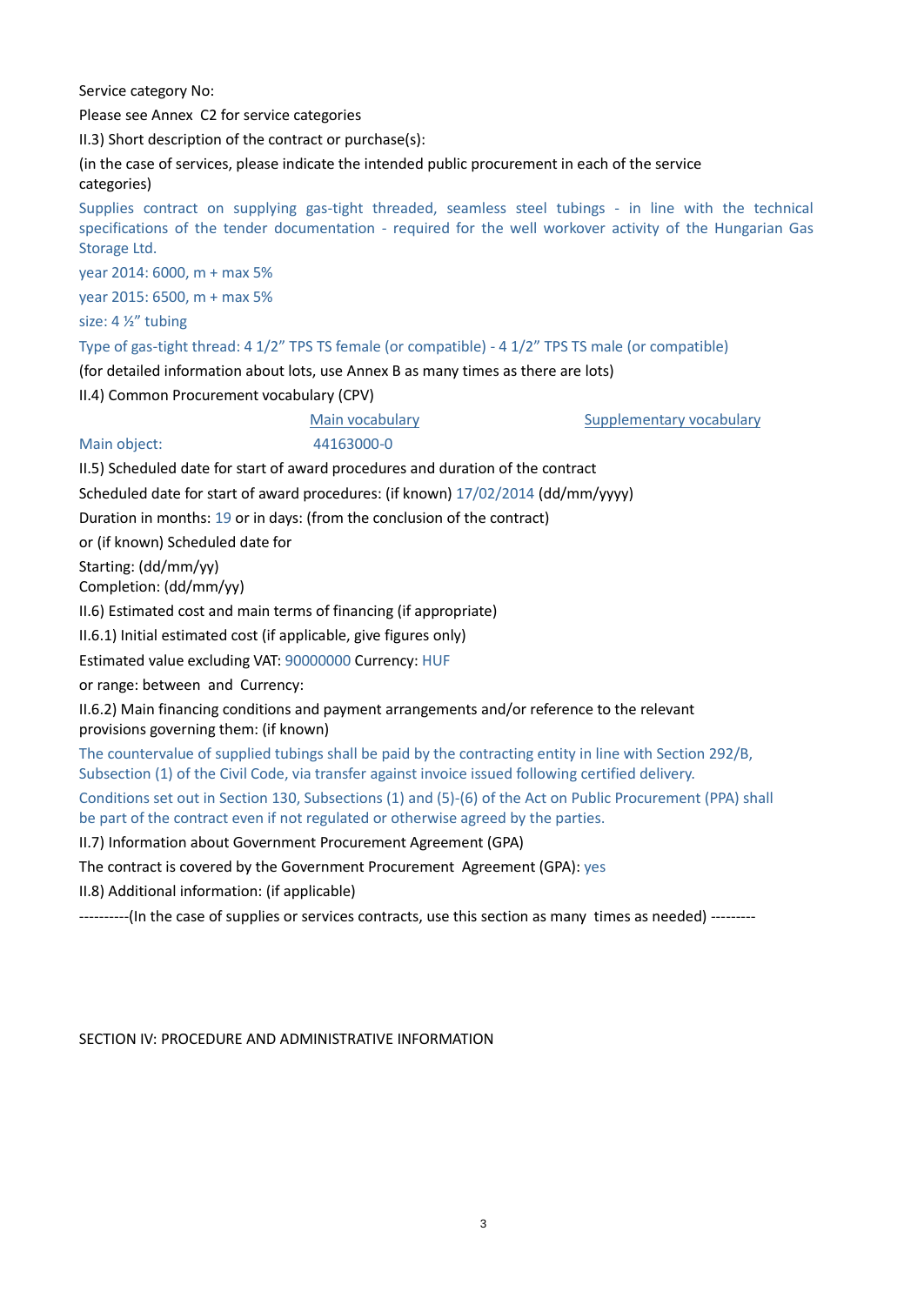Service category No:

Please see Annex C2 for service categories

II.3) Short description of the contract or purchase(s):

(in the case of services, please indicate the intended public procurement in each of the service categories)

Supplies contract on supplying gas-tight threaded, seamless steel tubings - in line with the technical specifications of the tender documentation - required for the well workover activity of the Hungarian Gas Storage Ltd.

year 2014: 6000, m + max 5%

year 2015: 6500, m + max 5%

size: 4 ½” tubing

Type of gas-tight thread: 4 1/2” TPS TS female (or compatible) - 4 1/2” TPS TS male (or compatible)

(for detailed information about lots, use Annex B as many times as there are lots)

II.4) Common Procurement vocabulary (CPV)

| | Main vocabulary | Supplementary vocabulary |
|---|---|---|
| Main object: | 44163000-0 | |

II.5) Scheduled date for start of award procedures and duration of the contract

Scheduled date for start of award procedures: (if known) 17/02/2014 (dd/mm/yyyy)

Duration in months: 19 or in days: (from the conclusion of the contract)

or (if known) Scheduled date for

Starting: (dd/mm/yy)
Completion: (dd/mm/yy)

II.6) Estimated cost and main terms of financing (if appropriate)

II.6.1) Initial estimated cost (if applicable, give figures only)

Estimated value excluding VAT: 90000000 Currency: HUF

or range: between and Currency:

II.6.2) Main financing conditions and payment arrangements and/or reference to the relevant provisions governing them: (if known)

The countervalue of supplied tubings shall be paid by the contracting entity in line with Section 292/B, Subsection (1) of the Civil Code, via transfer against invoice issued following certified delivery.

Conditions set out in Section 130, Subsections (1) and (5)-(6) of the Act on Public Procurement (PPA) shall be part of the contract even if not regulated or otherwise agreed by the parties.

II.7) Information about Government Procurement Agreement (GPA)

The contract is covered by the Government Procurement Agreement (GPA): yes

II.8) Additional information: (if applicable)

----------(In the case of supplies or services contracts, use this section as many times as needed) ---------

SECTION IV: PROCEDURE AND ADMINISTRATIVE INFORMATION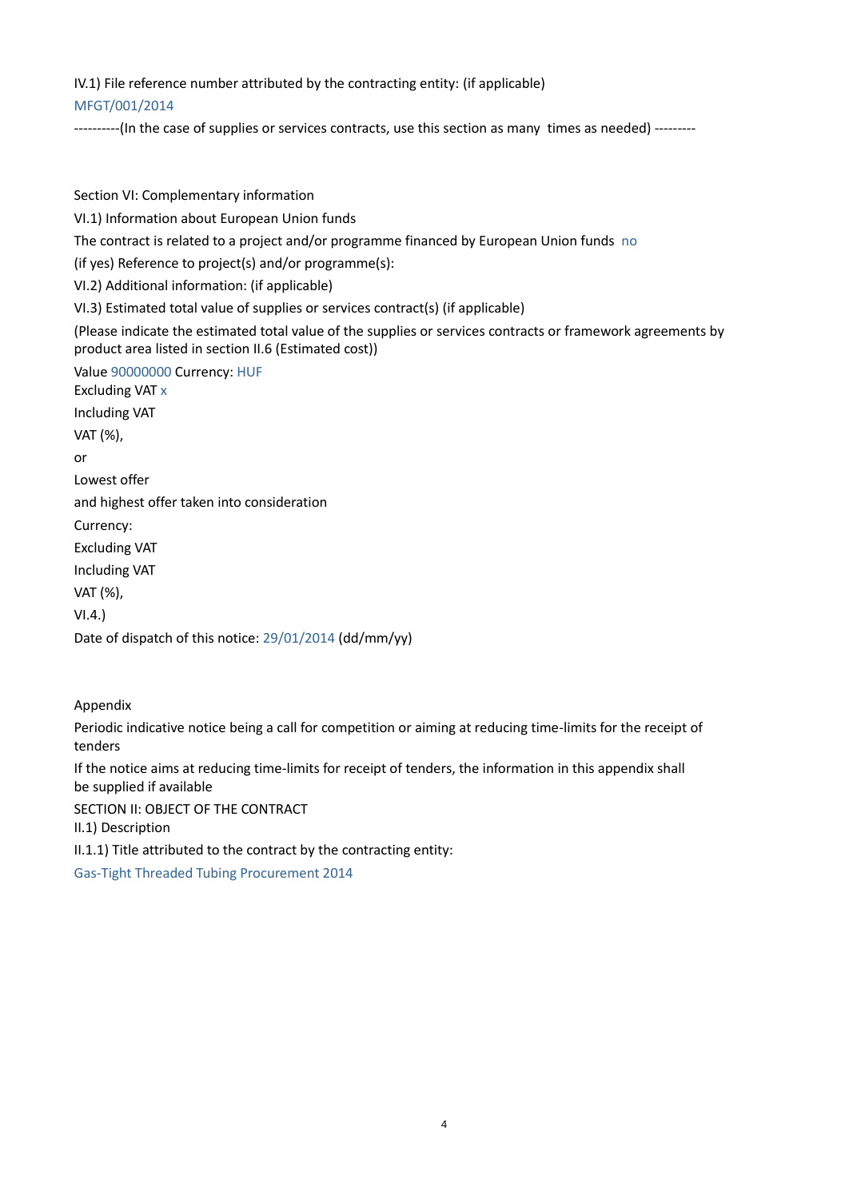IV.1) File reference number attributed by the contracting entity: (if applicable)

MFGT/001/2014

----------(In the case of supplies or services contracts, use this section as many times as needed) ---------

Section VI: Complementary information

VI.1) Information about European Union funds

The contract is related to a project and/or programme financed by European Union funds no

(if yes) Reference to project(s) and/or programme(s):

VI.2) Additional information: (if applicable)

VI.3) Estimated total value of supplies or services contract(s) (if applicable)

(Please indicate the estimated total value of the supplies or services contracts or framework agreements by product area listed in section II.6 (Estimated cost))

Value 90000000 Currency: HUF

Excluding VAT x

Including VAT

VAT (%),

or

Lowest offer

and highest offer taken into consideration

Currency:

Excluding VAT

Including VAT

VAT (%),

VI.4.)

Date of dispatch of this notice: 29/01/2014 (dd/mm/yy)

Appendix

Periodic indicative notice being a call for competition or aiming at reducing time-limits for the receipt of tenders

If the notice aims at reducing time-limits for receipt of tenders, the information in this appendix shall be supplied if available

SECTION II: OBJECT OF THE CONTRACT

II.1) Description

II.1.1) Title attributed to the contract by the contracting entity:

Gas-Tight Threaded Tubing Procurement 2014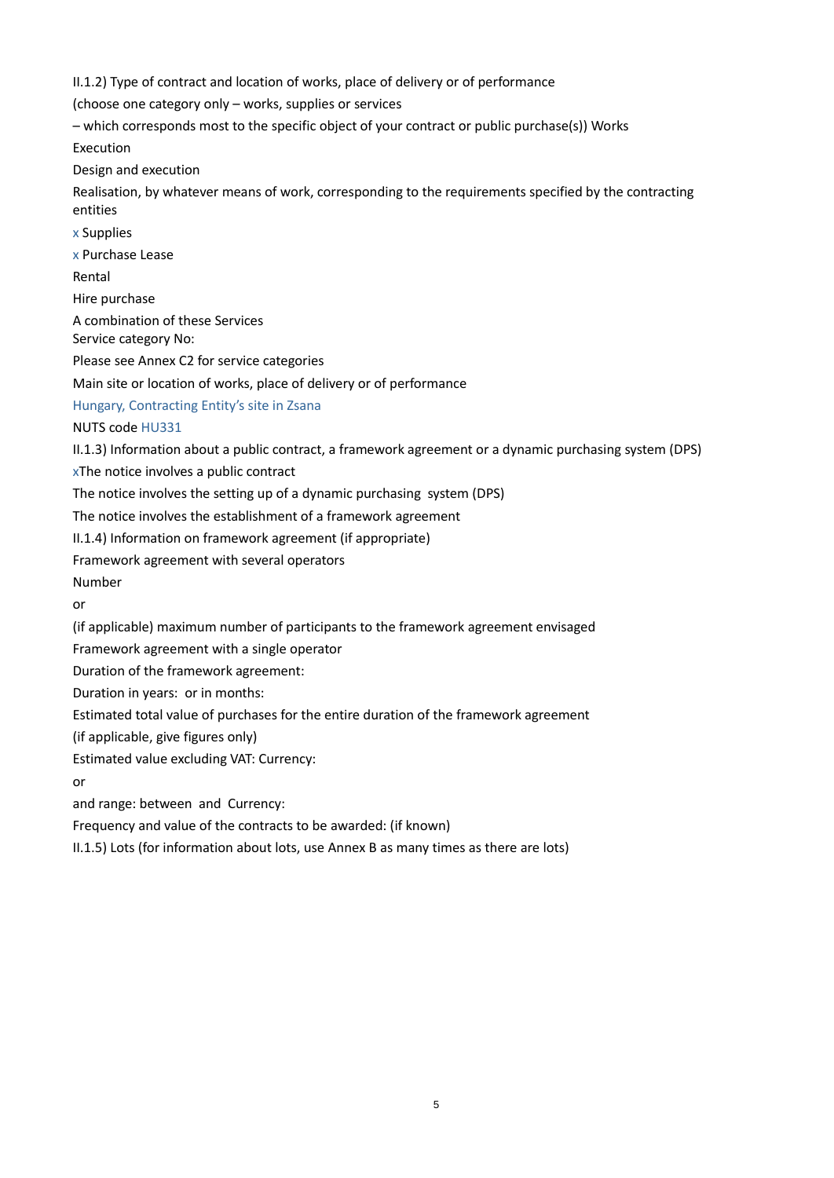II.1.2) Type of contract and location of works, place of delivery or of performance

(choose one category only – works, supplies or services

– which corresponds most to the specific object of your contract or public purchase(s)) Works

Execution

Design and execution

Realisation, by whatever means of work, corresponding to the requirements specified by the contracting entities

x Supplies

x Purchase Lease

Rental

Hire purchase

A combination of these Services
Service category No:

Please see Annex C2 for service categories

Main site or location of works, place of delivery or of performance

Hungary, Contracting Entity's site in Zsana

NUTS code HU331

II.1.3) Information about a public contract, a framework agreement or a dynamic purchasing system (DPS)

xThe notice involves a public contract

The notice involves the setting up of a dynamic purchasing system (DPS)

The notice involves the establishment of a framework agreement

II.1.4) Information on framework agreement (if appropriate)

Framework agreement with several operators

Number

or

(if applicable) maximum number of participants to the framework agreement envisaged

Framework agreement with a single operator

Duration of the framework agreement:

Duration in years: or in months:

Estimated total value of purchases for the entire duration of the framework agreement

(if applicable, give figures only)

Estimated value excluding VAT: Currency:

or

and range: between and Currency:

Frequency and value of the contracts to be awarded: (if known)

II.1.5) Lots (for information about lots, use Annex B as many times as there are lots)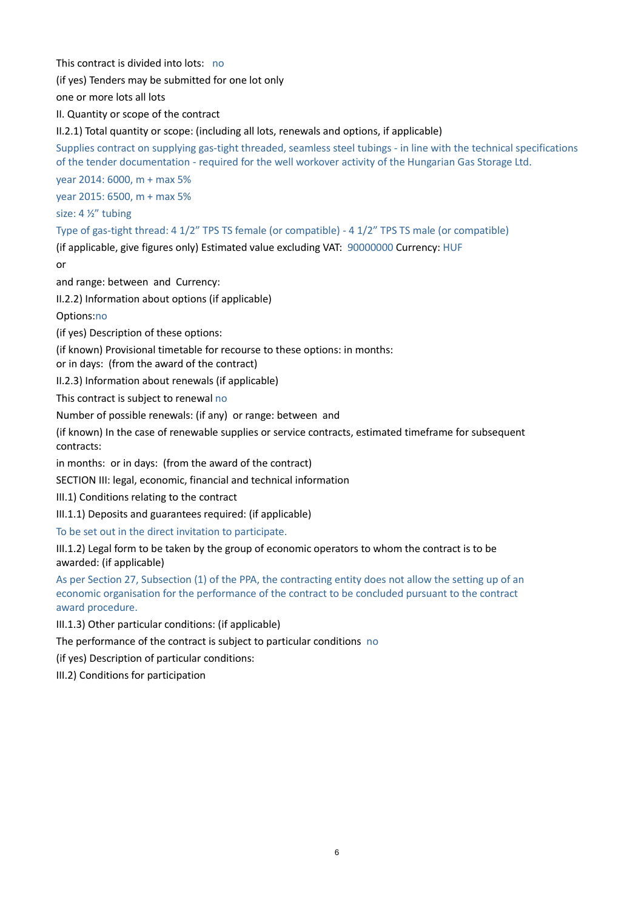This contract is divided into lots: no

(if yes) Tenders may be submitted for one lot only

one or more lots all lots

II. Quantity or scope of the contract

II.2.1) Total quantity or scope: (including all lots, renewals and options, if applicable)

Supplies contract on supplying gas-tight threaded, seamless steel tubings - in line with the technical specifications of the tender documentation - required for the well workover activity of the Hungarian Gas Storage Ltd.

year 2014: 6000, m + max 5%

year 2015: 6500, m + max 5%

size: 4 ½" tubing

Type of gas-tight thread: 4 1/2" TPS TS female (or compatible) - 4 1/2" TPS TS male (or compatible)

(if applicable, give figures only) Estimated value excluding VAT: 90000000 Currency: HUF

or

and range: between and Currency:

II.2.2) Information about options (if applicable)

Options:no

(if yes) Description of these options:

(if known) Provisional timetable for recourse to these options: in months:
or in days: (from the award of the contract)

II.2.3) Information about renewals (if applicable)

This contract is subject to renewal no

Number of possible renewals: (if any) or range: between and

(if known) In the case of renewable supplies or service contracts, estimated timeframe for subsequent contracts:

in months: or in days: (from the award of the contract)

SECTION III: legal, economic, financial and technical information

III.1) Conditions relating to the contract

III.1.1) Deposits and guarantees required: (if applicable)

To be set out in the direct invitation to participate.

III.1.2) Legal form to be taken by the group of economic operators to whom the contract is to be awarded: (if applicable)

As per Section 27, Subsection (1) of the PPA, the contracting entity does not allow the setting up of an economic organisation for the performance of the contract to be concluded pursuant to the contract award procedure.

III.1.3) Other particular conditions: (if applicable)

The performance of the contract is subject to particular conditions no

(if yes) Description of particular conditions:

III.2) Conditions for participation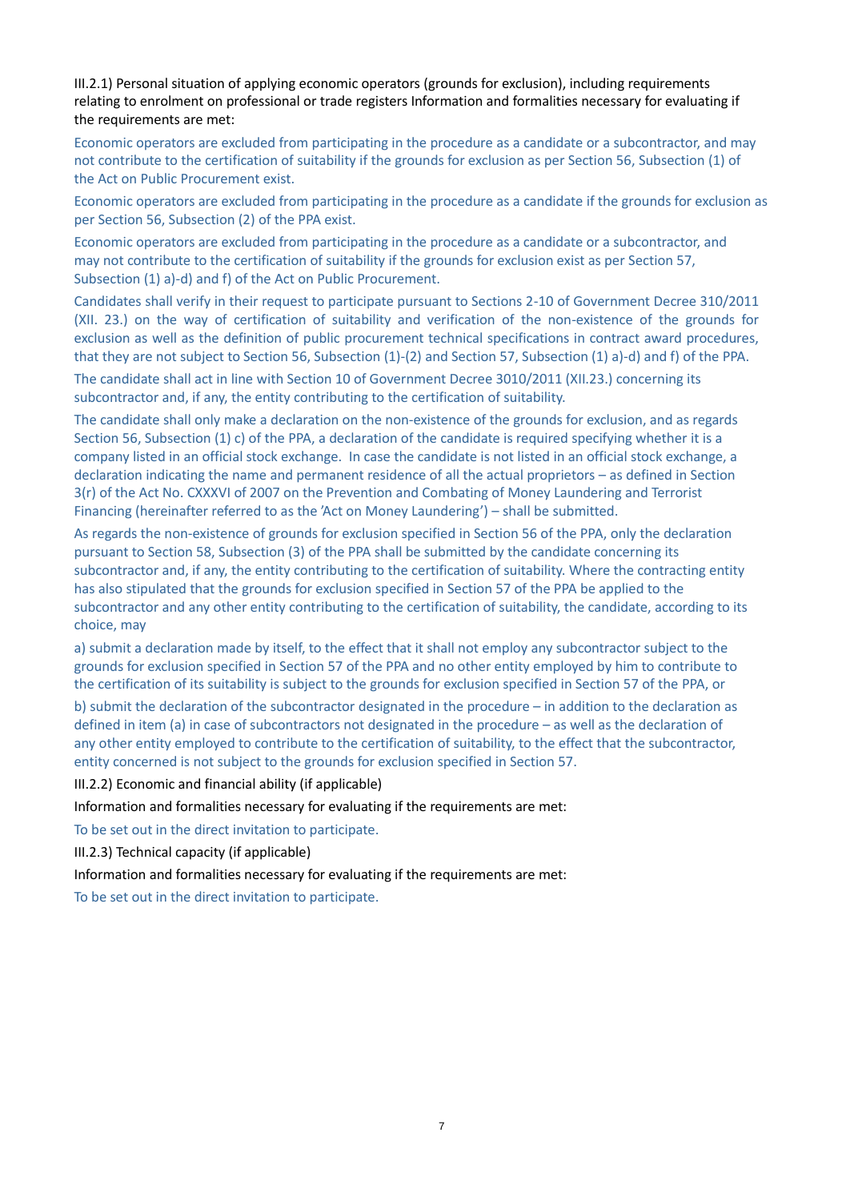III.2.1) Personal situation of applying economic operators (grounds for exclusion), including requirements relating to enrolment on professional or trade registers Information and formalities necessary for evaluating if the requirements are met:

Economic operators are excluded from participating in the procedure as a candidate or a subcontractor, and may not contribute to the certification of suitability if the grounds for exclusion as per Section 56, Subsection (1) of the Act on Public Procurement exist.

Economic operators are excluded from participating in the procedure as a candidate if the grounds for exclusion as per Section 56, Subsection (2) of the PPA exist.

Economic operators are excluded from participating in the procedure as a candidate or a subcontractor, and may not contribute to the certification of suitability if the grounds for exclusion exist as per Section 57, Subsection (1) a)-d) and f) of the Act on Public Procurement.

Candidates shall verify in their request to participate pursuant to Sections 2-10 of Government Decree 310/2011 (XII. 23.) on the way of certification of suitability and verification of the non-existence of the grounds for exclusion as well as the definition of public procurement technical specifications in contract award procedures, that they are not subject to Section 56, Subsection (1)-(2) and Section 57, Subsection (1) a)-d) and f) of the PPA.

The candidate shall act in line with Section 10 of Government Decree 3010/2011 (XII.23.) concerning its subcontractor and, if any, the entity contributing to the certification of suitability.

The candidate shall only make a declaration on the non-existence of the grounds for exclusion, and as regards Section 56, Subsection (1) c) of the PPA, a declaration of the candidate is required specifying whether it is a company listed in an official stock exchange. In case the candidate is not listed in an official stock exchange, a declaration indicating the name and permanent residence of all the actual proprietors – as defined in Section 3(r) of the Act No. CXXXVI of 2007 on the Prevention and Combating of Money Laundering and Terrorist Financing (hereinafter referred to as the 'Act on Money Laundering') – shall be submitted.

As regards the non-existence of grounds for exclusion specified in Section 56 of the PPA, only the declaration pursuant to Section 58, Subsection (3) of the PPA shall be submitted by the candidate concerning its subcontractor and, if any, the entity contributing to the certification of suitability. Where the contracting entity has also stipulated that the grounds for exclusion specified in Section 57 of the PPA be applied to the subcontractor and any other entity contributing to the certification of suitability, the candidate, according to its choice, may

a) submit a declaration made by itself, to the effect that it shall not employ any subcontractor subject to the grounds for exclusion specified in Section 57 of the PPA and no other entity employed by him to contribute to the certification of its suitability is subject to the grounds for exclusion specified in Section 57 of the PPA, or

b) submit the declaration of the subcontractor designated in the procedure – in addition to the declaration as defined in item (a) in case of subcontractors not designated in the procedure – as well as the declaration of any other entity employed to contribute to the certification of suitability, to the effect that the subcontractor, entity concerned is not subject to the grounds for exclusion specified in Section 57.

III.2.2) Economic and financial ability (if applicable)

Information and formalities necessary for evaluating if the requirements are met:

To be set out in the direct invitation to participate.

III.2.3) Technical capacity (if applicable)

Information and formalities necessary for evaluating if the requirements are met:

To be set out in the direct invitation to participate.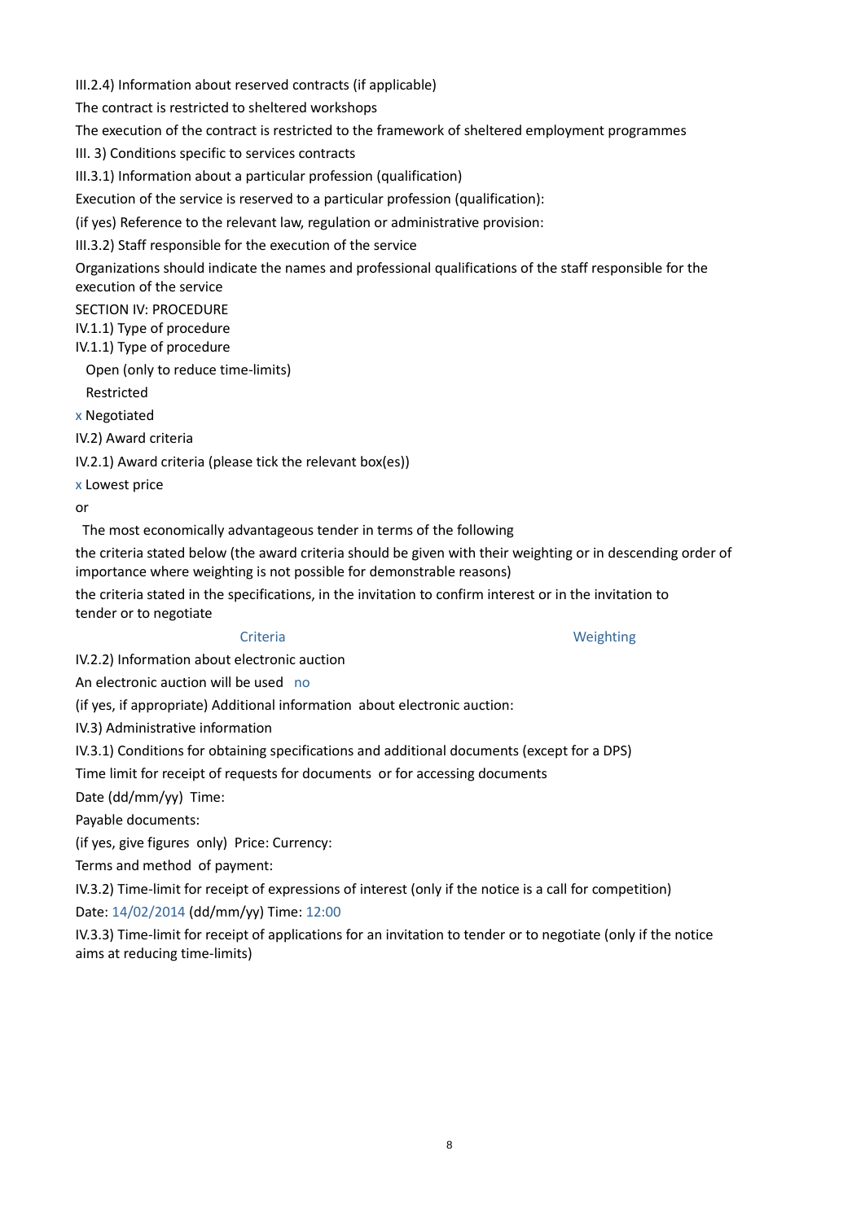III.2.4) Information about reserved contracts (if applicable)

The contract is restricted to sheltered workshops

The execution of the contract is restricted to the framework of sheltered employment programmes

III. 3) Conditions specific to services contracts

III.3.1) Information about a particular profession (qualification)

Execution of the service is reserved to a particular profession (qualification):

(if yes) Reference to the relevant law, regulation or administrative provision:

III.3.2) Staff responsible for the execution of the service

Organizations should indicate the names and professional qualifications of the staff responsible for the execution of the service

SECTION IV: PROCEDURE

IV.1.1) Type of procedure

IV.1.1) Type of procedure

Open (only to reduce time-limits)

Restricted

x Negotiated

IV.2) Award criteria

IV.2.1) Award criteria (please tick the relevant box(es))

x Lowest price

or

The most economically advantageous tender in terms of the following

the criteria stated below (the award criteria should be given with their weighting or in descending order of importance where weighting is not possible for demonstrable reasons)

the criteria stated in the specifications, in the invitation to confirm interest or in the invitation to tender or to negotiate

| Criteria | Weighting |
| --- | --- |

IV.2.2) Information about electronic auction

An electronic auction will be used no

(if yes, if appropriate) Additional information about electronic auction:

IV.3) Administrative information

IV.3.1) Conditions for obtaining specifications and additional documents (except for a DPS)

Time limit for receipt of requests for documents or for accessing documents

Date (dd/mm/yy) Time:

Payable documents:

(if yes, give figures only) Price: Currency:

Terms and method of payment:

IV.3.2) Time-limit for receipt of expressions of interest (only if the notice is a call for competition)

Date: 14/02/2014 (dd/mm/yy) Time: 12:00

IV.3.3) Time-limit for receipt of applications for an invitation to tender or to negotiate (only if the notice aims at reducing time-limits)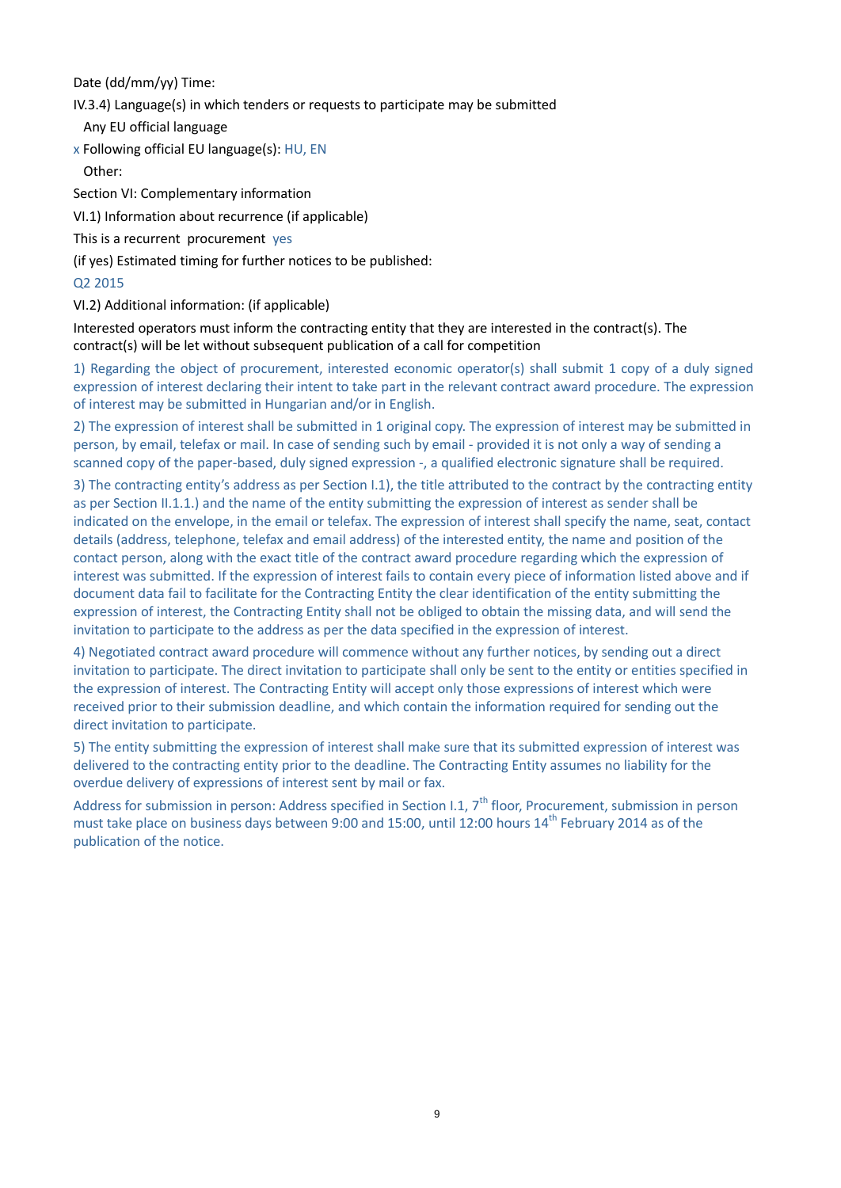Date (dd/mm/yy) Time:

IV.3.4) Language(s) in which tenders or requests to participate may be submitted

Any EU official language

x Following official EU language(s): HU, EN

Other:

Section VI: Complementary information

VI.1) Information about recurrence (if applicable)

This is a recurrent procurement yes

(if yes) Estimated timing for further notices to be published:

Q2 2015

VI.2) Additional information: (if applicable)

Interested operators must inform the contracting entity that they are interested in the contract(s). The contract(s) will be let without subsequent publication of a call for competition

1) Regarding the object of procurement, interested economic operator(s) shall submit 1 copy of a duly signed expression of interest declaring their intent to take part in the relevant contract award procedure. The expression of interest may be submitted in Hungarian and/or in English.

2) The expression of interest shall be submitted in 1 original copy. The expression of interest may be submitted in person, by email, telefax or mail. In case of sending such by email - provided it is not only a way of sending a scanned copy of the paper-based, duly signed expression -, a qualified electronic signature shall be required.

3) The contracting entity's address as per Section I.1), the title attributed to the contract by the contracting entity as per Section II.1.1.) and the name of the entity submitting the expression of interest as sender shall be indicated on the envelope, in the email or telefax. The expression of interest shall specify the name, seat, contact details (address, telephone, telefax and email address) of the interested entity, the name and position of the contact person, along with the exact title of the contract award procedure regarding which the expression of interest was submitted. If the expression of interest fails to contain every piece of information listed above and if document data fail to facilitate for the Contracting Entity the clear identification of the entity submitting the expression of interest, the Contracting Entity shall not be obliged to obtain the missing data, and will send the invitation to participate to the address as per the data specified in the expression of interest.

4) Negotiated contract award procedure will commence without any further notices, by sending out a direct invitation to participate. The direct invitation to participate shall only be sent to the entity or entities specified in the expression of interest. The Contracting Entity will accept only those expressions of interest which were received prior to their submission deadline, and which contain the information required for sending out the direct invitation to participate.

5) The entity submitting the expression of interest shall make sure that its submitted expression of interest was delivered to the contracting entity prior to the deadline. The Contracting Entity assumes no liability for the overdue delivery of expressions of interest sent by mail or fax.

Address for submission in person: Address specified in Section I.1, 7th floor, Procurement, submission in person must take place on business days between 9:00 and 15:00, until 12:00 hours 14th February 2014 as of the publication of the notice.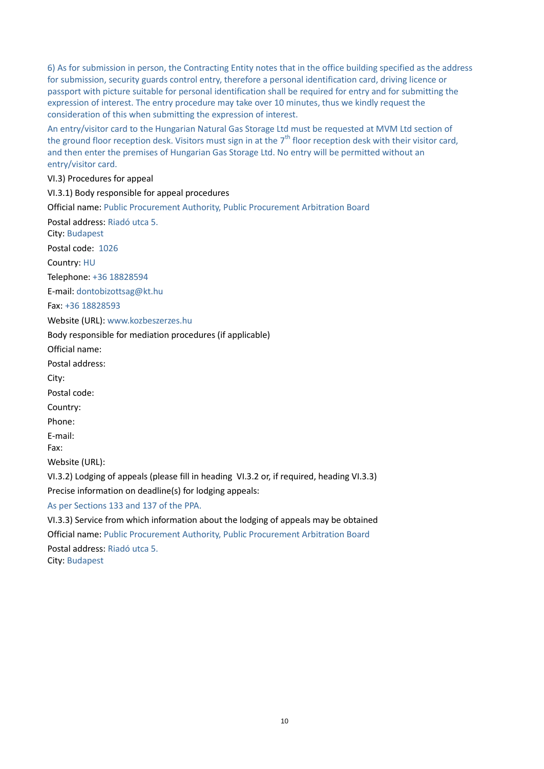6) As for submission in person, the Contracting Entity notes that in the office building specified as the address for submission, security guards control entry, therefore a personal identification card, driving licence or passport with picture suitable for personal identification shall be required for entry and for submitting the expression of interest. The entry procedure may take over 10 minutes, thus we kindly request the consideration of this when submitting the expression of interest.

An entry/visitor card to the Hungarian Natural Gas Storage Ltd must be requested at MVM Ltd section of the ground floor reception desk. Visitors must sign in at the 7th floor reception desk with their visitor card, and then enter the premises of Hungarian Gas Storage Ltd. No entry will be permitted without an entry/visitor card.

VI.3) Procedures for appeal

VI.3.1) Body responsible for appeal procedures

Official name: Public Procurement Authority, Public Procurement Arbitration Board

Postal address: Riadó utca 5.
City: Budapest

Postal code: 1026

Country: HU

Telephone: +36 18828594

E-mail: dontobizottsag@kt.hu

Fax: +36 18828593

Website (URL): www.kozbeszerzes.hu

Body responsible for mediation procedures (if applicable)

Official name:

Postal address:

City:

Postal code:

Country:

Phone:

E-mail:
Fax:

Website (URL):

VI.3.2) Lodging of appeals (please fill in heading VI.3.2 or, if required, heading VI.3.3)

Precise information on deadline(s) for lodging appeals:

As per Sections 133 and 137 of the PPA.

VI.3.3) Service from which information about the lodging of appeals may be obtained

Official name: Public Procurement Authority, Public Procurement Arbitration Board

Postal address: Riadó utca 5.
City: Budapest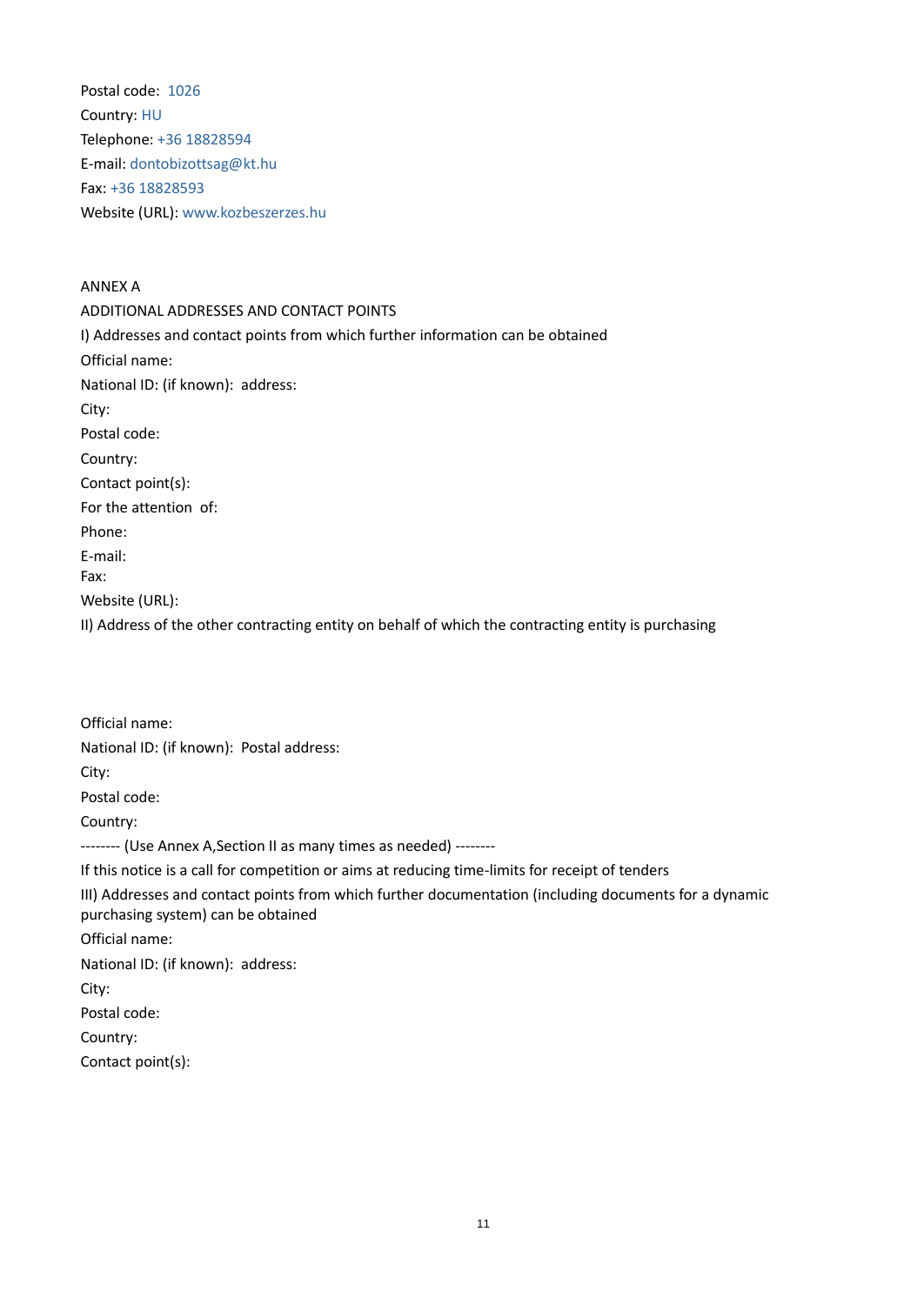Postal code: 1026

Country: HU

Telephone: +36 18828594

E-mail: dontobizottsag@kt.hu

Fax: +36 18828593

Website (URL): www.kozbeszerzes.hu

ANNEX A

ADDITIONAL ADDRESSES AND CONTACT POINTS

I) Addresses and contact points from which further information can be obtained

Official name:

National ID: (if known): address:

City:

Postal code:

Country:

Contact point(s):

For the attention of:

Phone:

E-mail:

Fax:

Website (URL):

II) Address of the other contracting entity on behalf of which the contracting entity is purchasing

Official name:

National ID: (if known): Postal address:

City:

Postal code:

Country:

-------- (Use Annex A,Section II as many times as needed) --------

If this notice is a call for competition or aims at reducing time-limits for receipt of tenders

III) Addresses and contact points from which further documentation (including documents for a dynamic purchasing system) can be obtained

Official name:

National ID: (if known): address:

City:

Postal code:

Country:

Contact point(s):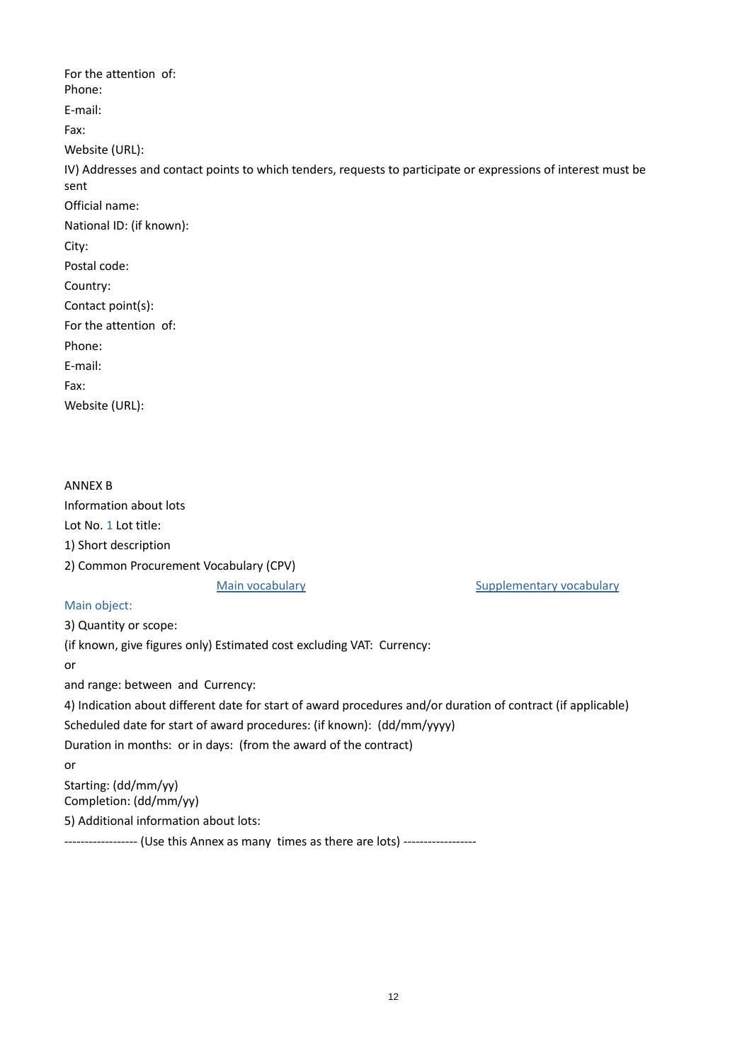For the attention of:

Phone:

E-mail:

Fax:

Website (URL):

IV) Addresses and contact points to which tenders, requests to participate or expressions of interest must be sent

Official name:

National ID: (if known):

City:

Postal code:

Country:

Contact point(s):

For the attention of:

Phone:

E-mail:

Fax:

Website (URL):

ANNEX B

Information about lots

Lot No. 1 Lot title:

1) Short description

2) Common Procurement Vocabulary (CPV)

| | Main vocabulary | Supplementary vocabulary |
|---|---|---|
| Main object: | | |

3) Quantity or scope:

(if known, give figures only) Estimated cost excluding VAT: Currency:

or

and range: between and Currency:

4) Indication about different date for start of award procedures and/or duration of contract (if applicable)

Scheduled date for start of award procedures: (if known): (dd/mm/yyyy)

Duration in months: or in days: (from the award of the contract)

or

Starting: (dd/mm/yy)

Completion: (dd/mm/yy)

5) Additional information about lots:

------------------ (Use this Annex as many times as there are lots) ------------------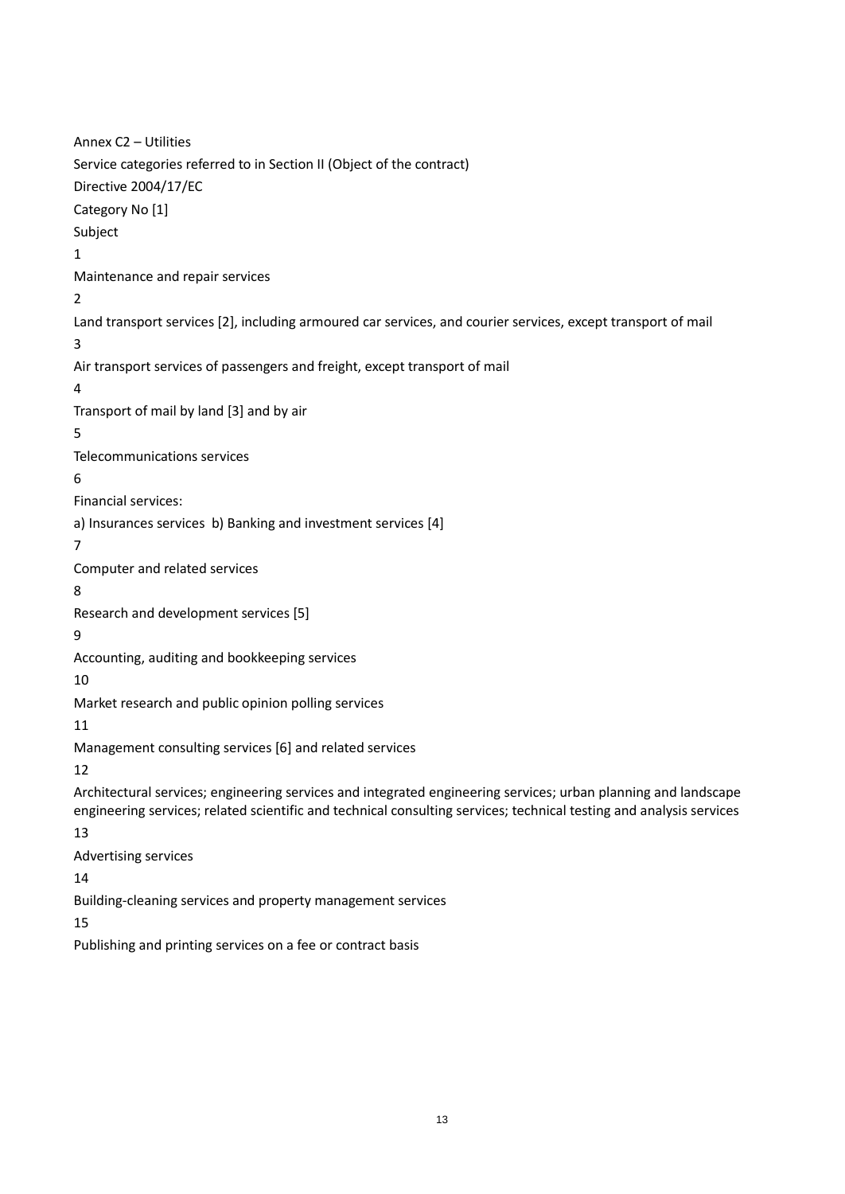Annex C2 – Utilities

Service categories referred to in Section II (Object of the contract)

Directive 2004/17/EC

| Category No [1] | Subject |
|---|---|
| 1 | Maintenance and repair services |
| 2 | Land transport services [2], including armoured car services, and courier services, except transport of mail |
| 3 | Air transport services of passengers and freight, except transport of mail |
| 4 | Transport of mail by land [3] and by air |
| 5 | Telecommunications services |
| 6 | Financial services: a) Insurances services b) Banking and investment services [4] |
| 7 | Computer and related services |
| 8 | Research and development services [5] |
| 9 | Accounting, auditing and bookkeeping services |
| 10 | Market research and public opinion polling services |
| 11 | Management consulting services [6] and related services |
| 12 | Architectural services; engineering services and integrated engineering services; urban planning and landscape engineering services; related scientific and technical consulting services; technical testing and analysis services |
| 13 | Advertising services |
| 14 | Building-cleaning services and property management services |
| 15 | Publishing and printing services on a fee or contract basis |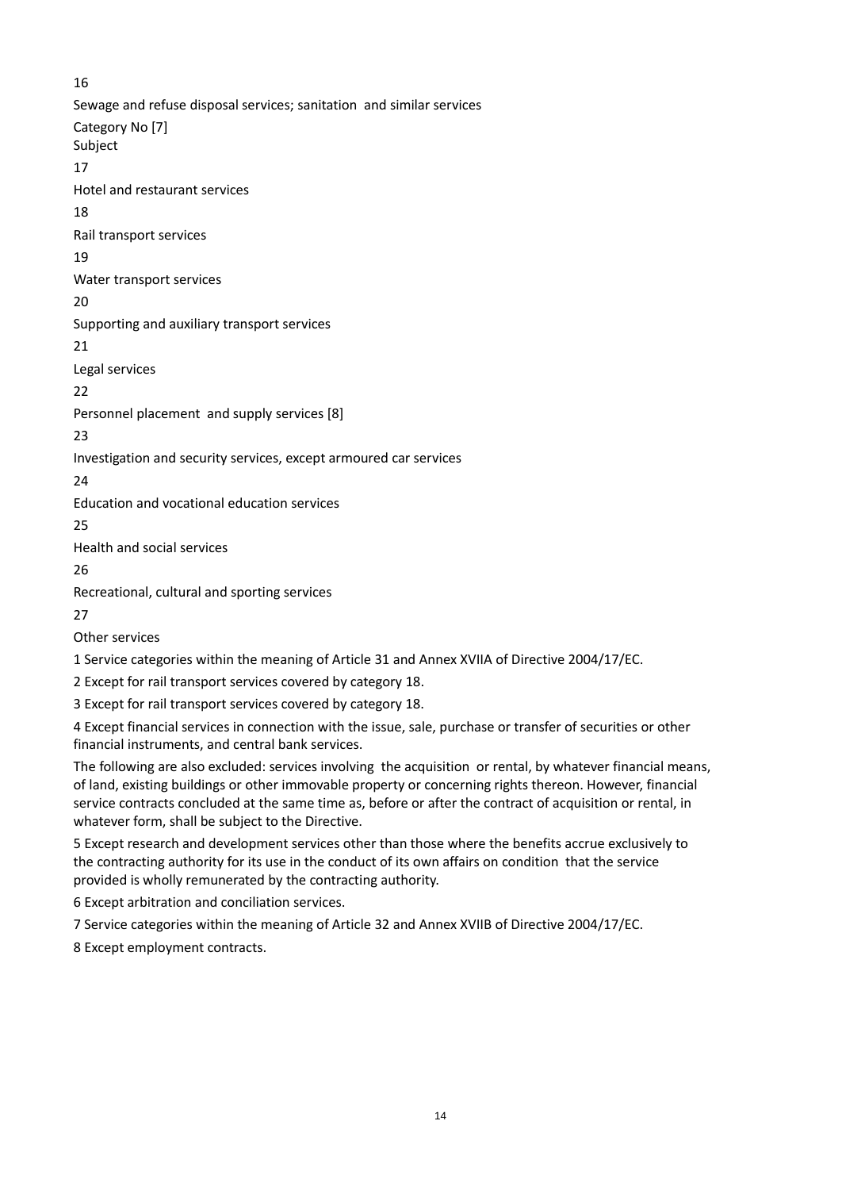| | |
|---|---|
| 16 | Sewage and refuse disposal services; sanitation and similar services |
| Category No [7] | Subject |
| 17 | Hotel and restaurant services |
| 18 | Rail transport services |
| 19 | Water transport services |
| 20 | Supporting and auxiliary transport services |
| 21 | Legal services |
| 22 | Personnel placement and supply services [8] |
| 23 | Investigation and security services, except armoured car services |
| 24 | Education and vocational education services |
| 25 | Health and social services |
| 26 | Recreational, cultural and sporting services |
| 27 | Other services |

1 Service categories within the meaning of Article 31 and Annex XVIIA of Directive 2004/17/EC.

2 Except for rail transport services covered by category 18.

3 Except for rail transport services covered by category 18.

4 Except financial services in connection with the issue, sale, purchase or transfer of securities or other financial instruments, and central bank services.

The following are also excluded: services involving the acquisition or rental, by whatever financial means, of land, existing buildings or other immovable property or concerning rights thereon. However, financial service contracts concluded at the same time as, before or after the contract of acquisition or rental, in whatever form, shall be subject to the Directive.

5 Except research and development services other than those where the benefits accrue exclusively to the contracting authority for its use in the conduct of its own affairs on condition that the service provided is wholly remunerated by the contracting authority.

6 Except arbitration and conciliation services.

7 Service categories within the meaning of Article 32 and Annex XVIIB of Directive 2004/17/EC.

8 Except employment contracts.